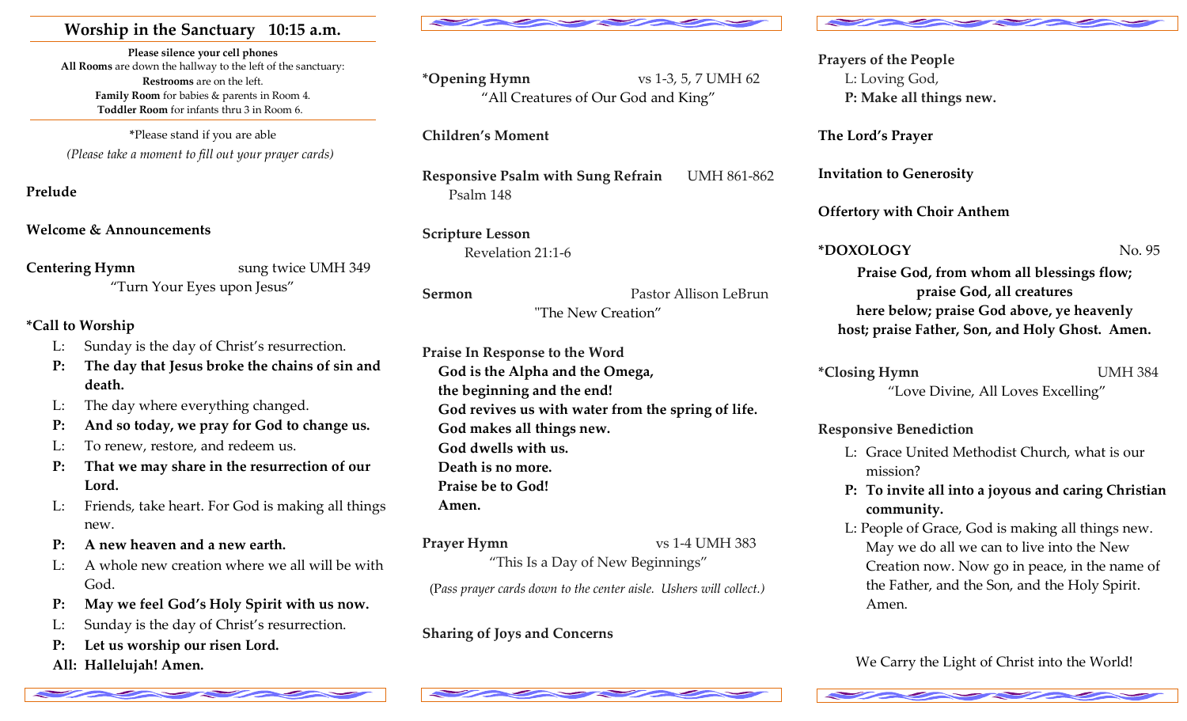## Worship in the Sanctuary 10:15 a.m.

**Please silence your cell phones**
**All Rooms** are down the hallway to the left of the sanctuary:
**Restrooms** are on the left.
**Family Room** for babies & parents in Room 4.
**Toddler Room** for infants thru 3 in Room 6.

*Please stand if you are able
*(Please take a moment to fill out your prayer cards)*

**Prelude**

**Welcome & Announcements**

**Centering Hymn** sung twice UMH 349
"Turn Your Eyes upon Jesus"

***Call to Worship**

L: Sunday is the day of Christ's resurrection.
**P: The day that Jesus broke the chains of sin and death.**
L: The day where everything changed.
**P: And so today, we pray for God to change us.**
L: To renew, restore, and redeem us.
**P: That we may share in the resurrection of our Lord.**
L: Friends, take heart. For God is making all things new.
**P: A new heaven and a new earth.**
L: A whole new creation where we all will be with God.
**P: May we feel God's Holy Spirit with us now.**
L: Sunday is the day of Christ's resurrection.
**P: Let us worship our risen Lord.**
**All: Hallelujah! Amen.**

***Opening Hymn** vs 1-3, 5, 7 UMH 62
"All Creatures of Our God and King"

**Children's Moment**

**Responsive Psalm with Sung Refrain** UMH 861-862
Psalm 148

**Scripture Lesson**
Revelation 21:1-6

**Sermon** Pastor Allison LeBrun
"The New Creation"

**Praise In Response to the Word**
**God is the Alpha and the Omega,**
**the beginning and the end!**
**God revives us with water from the spring of life.**
**God makes all things new.**
**God dwells with us.**
**Death is no more.**
**Praise be to God!**
**Amen.**

**Prayer Hymn** vs 1-4 UMH 383
"This Is a Day of New Beginnings"

(P*ass prayer cards down to the center aisle. Ushers will collect.)*

**Sharing of Joys and Concerns**

**Prayers of the People**
L: Loving God,
**P: Make all things new.**

**The Lord's Prayer**

**Invitation to Generosity**

**Offertory with Choir Anthem**

***DOXOLOGY** No. 95

**Praise God, from whom all blessings flow; praise God, all creatures here below; praise God above, ye heavenly host; praise Father, Son, and Holy Ghost. Amen.**

***Closing Hymn** UMH 384
"Love Divine, All Loves Excelling"

**Responsive Benediction**

L: Grace United Methodist Church, what is our mission?
**P: To invite all into a joyous and caring Christian community.**
L: People of Grace, God is making all things new. May we do all we can to live into the New Creation now. Now go in peace, in the name of the Father, and the Son, and the Holy Spirit. Amen.

We Carry the Light of Christ into the World!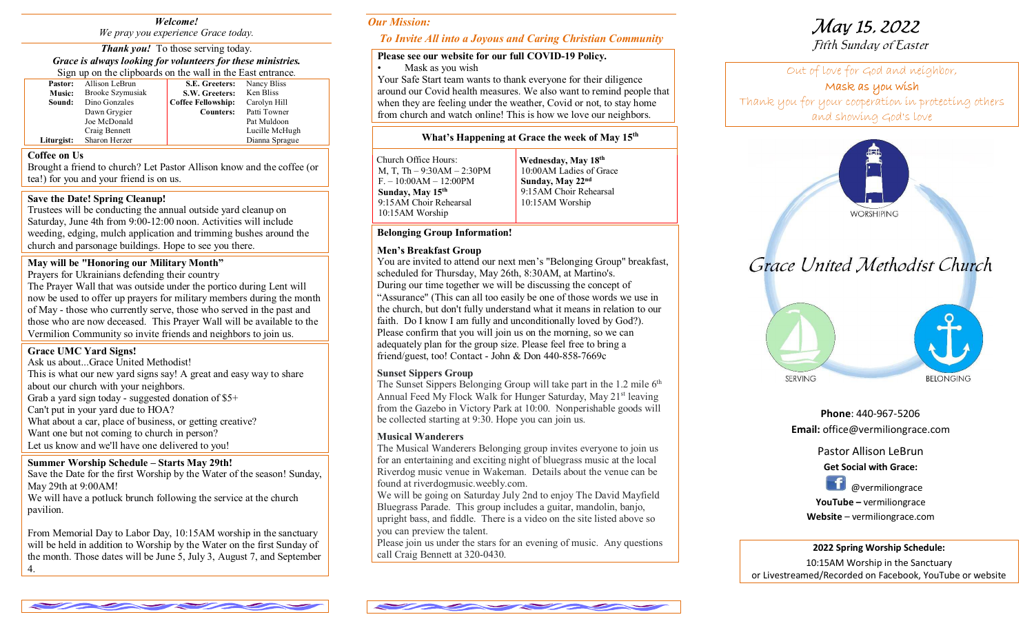*Welcome!*
*We pray you experience Grace today.*

***Thank you!*** To those serving today.
***Grace is always looking for volunteers for these ministries.***
Sign up on the clipboards on the wall in the East entrance.

| | | | |
|---|---|---|---|
| **Pastor:** | Allison LeBrun | **S.E. Greeters:** | Nancy Bliss |
| **Music:** | Brooke Szymusiak | **S.W. Greeters:** | Ken Bliss |
| **Sound:** | Dino Gonzales | **Coffee Fellowship:** | Carolyn Hill |
| | Dawn Grygier | **Counters:** | Patti Towner |
| | Joe McDonald | | Pat Muldoon |
| | Craig Bennett | | Lucille McHugh |
| **Liturgist:** | Sharon Herzer | | Dianna Sprague |

**Coffee on Us**
Brought a friend to church? Let Pastor Allison know and the coffee (or tea!) for you and your friend is on us.

**Save the Date! Spring Cleanup!**
Trustees will be conducting the annual outside yard cleanup on Saturday, June 4th from 9:00-12:00 noon. Activities will include weeding, edging, mulch application and trimming bushes around the church and parsonage buildings. Hope to see you there.

**May will be "Honoring our Military Month"**
Prayers for Ukrainians defending their country
The Prayer Wall that was outside under the portico during Lent will now be used to offer up prayers for military members during the month of May - those who currently serve, those who served in the past and those who are now deceased. This Prayer Wall will be available to the Vermilion Community so invite friends and neighbors to join us.

**Grace UMC Yard Signs!**
Ask us about...Grace United Methodist!
This is what our new yard signs say! A great and easy way to share about our church with your neighbors.
Grab a yard sign today - suggested donation of $5+
Can't put in your yard due to HOA?
What about a car, place of business, or getting creative?
Want one but not coming to church in person?
Let us know and we'll have one delivered to you!

**Summer Worship Schedule – Starts May 29th!**
Save the Date for the first Worship by the Water of the season! Sunday, May 29th at 9:00AM!
We will have a potluck brunch following the service at the church pavilion.

From Memorial Day to Labor Day, 10:15AM worship in the sanctuary will be held in addition to Worship by the Water on the first Sunday of the month. Those dates will be June 5, July 3, August 7, and September 4.

***Our Mission:***

***To Invite All into a Joyous and Caring Christian Community***

**Please see our website for our full COVID-19 Policy.**
- Mask as you wish

Your Safe Start team wants to thank everyone for their diligence around our Covid health measures. We also want to remind people that when they are feeling under the weather, Covid or not, to stay home from church and watch online! This is how we love our neighbors.

**What's Happening at Grace the week of May 15th**

| | |
|---|---|
| Church Office Hours:<br>M, T, Th – 9:30AM – 2:30PM<br>F. – 10:00AM – 12:00PM<br>**Sunday, May 15th**<br>9:15AM Choir Rehearsal<br>10:15AM Worship | **Wednesday, May 18th**<br>10:00AM Ladies of Grace<br>**Sunday, May 22nd**<br>9:15AM Choir Rehearsal<br>10:15AM Worship |

**Belonging Group Information!**

**Men's Breakfast Group**
You are invited to attend our next men's "Belonging Group" breakfast, scheduled for Thursday, May 26th, 8:30AM, at Martino's.
During our time together we will be discussing the concept of "Assurance" (This can all too easily be one of those words we use in the church, but don't fully understand what it means in relation to our faith. Do I know I am fully and unconditionally loved by God?). Please confirm that you will join us on the morning, so we can adequately plan for the group size. Please feel free to bring a friend/guest, too! Contact - John & Don 440-858-7669c

**Sunset Sippers Group**
The Sunset Sippers Belonging Group will take part in the 1.2 mile 6th Annual Feed My Flock Walk for Hunger Saturday, May 21st leaving from the Gazebo in Victory Park at 10:00. Nonperishable goods will be collected starting at 9:30. Hope you can join us.

**Musical Wanderers**
The Musical Wanderers Belonging group invites everyone to join us for an entertaining and exciting night of bluegrass music at the local Riverdog music venue in Wakeman. Details about the venue can be found at riverdogmusic.weebly.com.
We will be going on Saturday July 2nd to enjoy The David Mayfield Bluegrass Parade. This group includes a guitar, mandolin, banjo, upright bass, and fiddle. There is a video on the site listed above so you can preview the talent.
Please join us under the stars for an evening of music. Any questions call Craig Bennett at 320-0430.

# *May 15, 2022*
*Fifth Sunday of Easter*

Out of love for God and neighbor,
Mask as you wish
Thank you for your cooperation in protecting others and showing God's love

WORSHIPING

*Grace United Methodist Church*

SERVING BELONGING

**Phone**: 440-967-5206
**Email:** office@vermiliongrace.com

Pastor Allison LeBrun
**Get Social with Grace:**
@vermiliongrace
**YouTube –** vermiliongrace
**Website** – vermiliongrace.com

**2022 Spring Worship Schedule:**
10:15AM Worship in the Sanctuary
or Livestreamed/Recorded on Facebook, YouTube or website